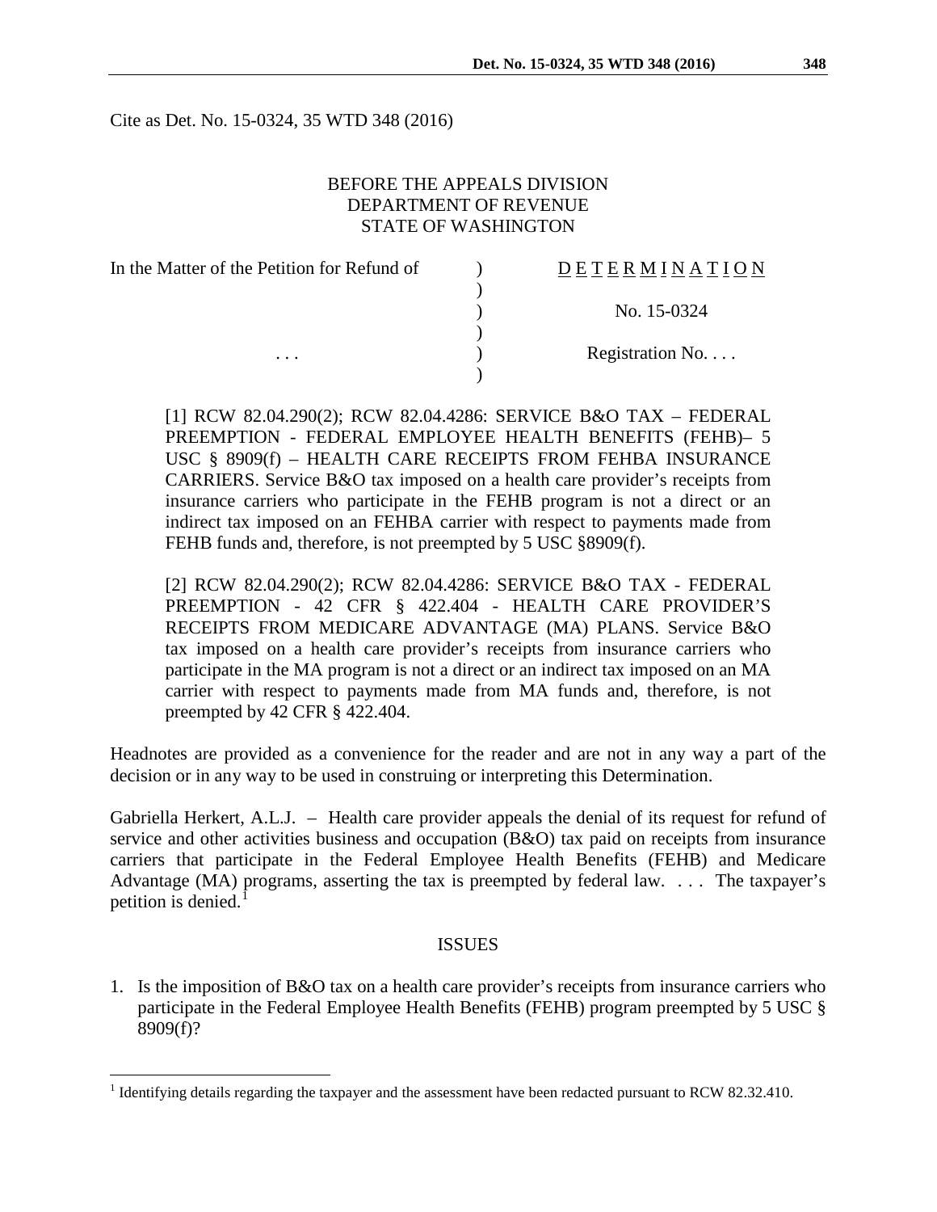Cite as Det. No. 15-0324, 35 WTD 348 (2016)

BEFORE THE APPEALS DIVISION
DEPARTMENT OF REVENUE
STATE OF WASHINGTON

| In the Matter of the Petition for Refund of | ) | DETERMINATION |
|---|---|---|
| | ) | |
| | ) | No. 15-0324 |
| | ) | |
| . . . | ) | Registration No. . . . |
| | ) | |

[1] RCW 82.04.290(2); RCW 82.04.4286: SERVICE B&O TAX – FEDERAL PREEMPTION - FEDERAL EMPLOYEE HEALTH BENEFITS (FEHB)– 5 USC § 8909(f) – HEALTH CARE RECEIPTS FROM FEHBA INSURANCE CARRIERS. Service B&O tax imposed on a health care provider's receipts from insurance carriers who participate in the FEHB program is not a direct or an indirect tax imposed on an FEHBA carrier with respect to payments made from FEHB funds and, therefore, is not preempted by 5 USC §8909(f).

[2] RCW 82.04.290(2); RCW 82.04.4286: SERVICE B&O TAX - FEDERAL PREEMPTION - 42 CFR § 422.404 - HEALTH CARE PROVIDER'S RECEIPTS FROM MEDICARE ADVANTAGE (MA) PLANS. Service B&O tax imposed on a health care provider's receipts from insurance carriers who participate in the MA program is not a direct or an indirect tax imposed on an MA carrier with respect to payments made from MA funds and, therefore, is not preempted by 42 CFR § 422.404.

Headnotes are provided as a convenience for the reader and are not in any way a part of the decision or in any way to be used in construing or interpreting this Determination.

Gabriella Herkert, A.L.J. – Health care provider appeals the denial of its request for refund of service and other activities business and occupation (B&O) tax paid on receipts from insurance carriers that participate in the Federal Employee Health Benefits (FEHB) and Medicare Advantage (MA) programs, asserting the tax is preempted by federal law. . . . The taxpayer's petition is denied.[1]

## ISSUES

1. Is the imposition of B&O tax on a health care provider's receipts from insurance carriers who participate in the Federal Employee Health Benefits (FEHB) program preempted by 5 USC § 8909(f)?

---

[1] Identifying details regarding the taxpayer and the assessment have been redacted pursuant to RCW 82.32.410.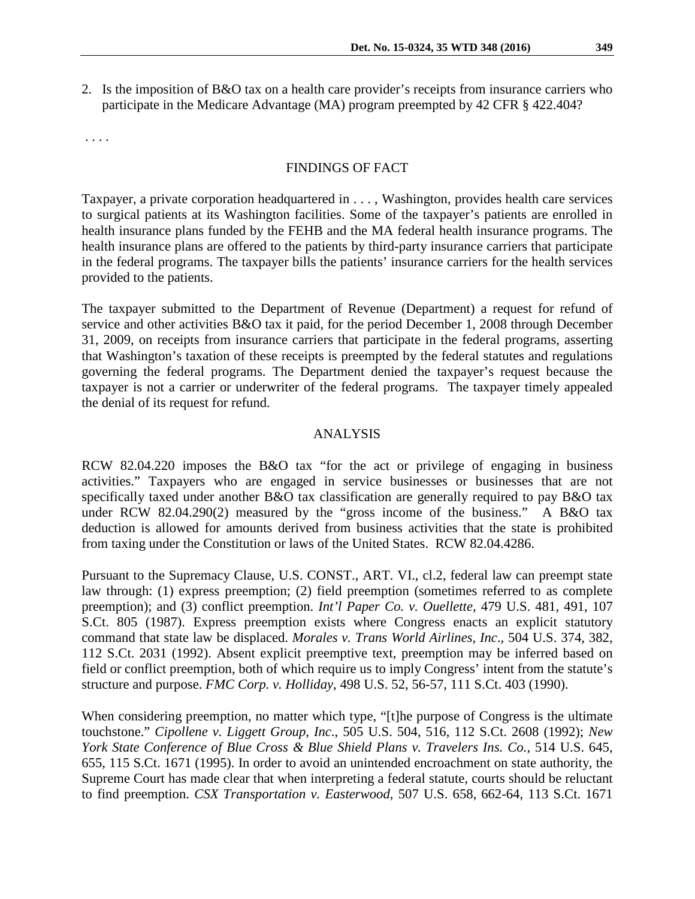2. Is the imposition of B&O tax on a health care provider's receipts from insurance carriers who participate in the Medicare Advantage (MA) program preempted by 42 CFR § 422.404?

. . . .

## FINDINGS OF FACT

Taxpayer, a private corporation headquartered in . . . , Washington, provides health care services to surgical patients at its Washington facilities. Some of the taxpayer's patients are enrolled in health insurance plans funded by the FEHB and the MA federal health insurance programs. The health insurance plans are offered to the patients by third-party insurance carriers that participate in the federal programs. The taxpayer bills the patients' insurance carriers for the health services provided to the patients.

The taxpayer submitted to the Department of Revenue (Department) a request for refund of service and other activities B&O tax it paid, for the period December 1, 2008 through December 31, 2009, on receipts from insurance carriers that participate in the federal programs, asserting that Washington's taxation of these receipts is preempted by the federal statutes and regulations governing the federal programs. The Department denied the taxpayer's request because the taxpayer is not a carrier or underwriter of the federal programs. The taxpayer timely appealed the denial of its request for refund.

## ANALYSIS

RCW 82.04.220 imposes the B&O tax "for the act or privilege of engaging in business activities." Taxpayers who are engaged in service businesses or businesses that are not specifically taxed under another B&O tax classification are generally required to pay B&O tax under RCW 82.04.290(2) measured by the "gross income of the business." A B&O tax deduction is allowed for amounts derived from business activities that the state is prohibited from taxing under the Constitution or laws of the United States. RCW 82.04.4286.

Pursuant to the Supremacy Clause, U.S. CONST., ART. VI., cl.2, federal law can preempt state law through: (1) express preemption; (2) field preemption (sometimes referred to as complete preemption); and (3) conflict preemption. *Int'l Paper Co. v. Ouellette*, 479 U.S. 481, 491, 107 S.Ct. 805 (1987). Express preemption exists where Congress enacts an explicit statutory command that state law be displaced. *Morales v. Trans World Airlines, Inc*., 504 U.S. 374, 382, 112 S.Ct. 2031 (1992). Absent explicit preemptive text, preemption may be inferred based on field or conflict preemption, both of which require us to imply Congress' intent from the statute's structure and purpose. *FMC Corp. v. Holliday*, 498 U.S. 52, 56-57, 111 S.Ct. 403 (1990).

When considering preemption, no matter which type, "[t]he purpose of Congress is the ultimate touchstone." *Cipollene v. Liggett Group, Inc*., 505 U.S. 504, 516, 112 S.Ct. 2608 (1992); *New York State Conference of Blue Cross & Blue Shield Plans v. Travelers Ins. Co.*, 514 U.S. 645, 655, 115 S.Ct. 1671 (1995). In order to avoid an unintended encroachment on state authority, the Supreme Court has made clear that when interpreting a federal statute, courts should be reluctant to find preemption. *CSX Transportation v. Easterwood*, 507 U.S. 658, 662-64, 113 S.Ct. 1671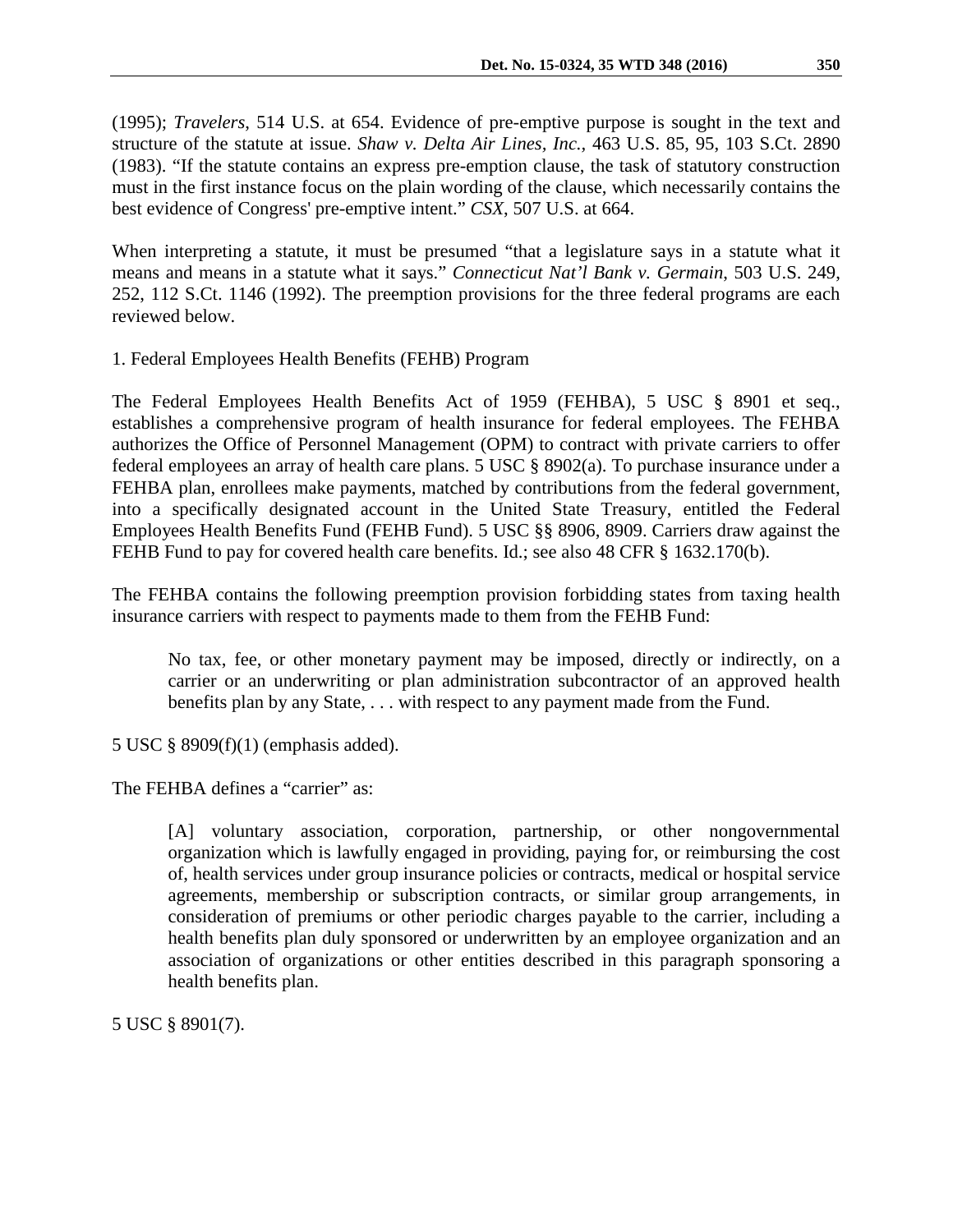(1995); *Travelers*, 514 U.S. at 654. Evidence of pre-emptive purpose is sought in the text and structure of the statute at issue. *Shaw v. Delta Air Lines, Inc.*, 463 U.S. 85, 95, 103 S.Ct. 2890 (1983). "If the statute contains an express pre-emption clause, the task of statutory construction must in the first instance focus on the plain wording of the clause, which necessarily contains the best evidence of Congress' pre-emptive intent." *CSX*, 507 U.S. at 664.

When interpreting a statute, it must be presumed "that a legislature says in a statute what it means and means in a statute what it says." *Connecticut Nat'l Bank v. Germain*, 503 U.S. 249, 252, 112 S.Ct. 1146 (1992). The preemption provisions for the three federal programs are each reviewed below.

1. Federal Employees Health Benefits (FEHB) Program

The Federal Employees Health Benefits Act of 1959 (FEHBA), 5 USC § 8901 et seq., establishes a comprehensive program of health insurance for federal employees. The FEHBA authorizes the Office of Personnel Management (OPM) to contract with private carriers to offer federal employees an array of health care plans. 5 USC § 8902(a). To purchase insurance under a FEHBA plan, enrollees make payments, matched by contributions from the federal government, into a specifically designated account in the United State Treasury, entitled the Federal Employees Health Benefits Fund (FEHB Fund). 5 USC §§ 8906, 8909. Carriers draw against the FEHB Fund to pay for covered health care benefits. Id.; see also 48 CFR § 1632.170(b).

The FEHBA contains the following preemption provision forbidding states from taxing health insurance carriers with respect to payments made to them from the FEHB Fund:

> No tax, fee, or other monetary payment may be imposed, directly or indirectly, on a carrier or an underwriting or plan administration subcontractor of an approved health benefits plan by any State, . . . with respect to any payment made from the Fund.

5 USC § 8909(f)(1) (emphasis added).

The FEHBA defines a "carrier" as:

> [A] voluntary association, corporation, partnership, or other nongovernmental organization which is lawfully engaged in providing, paying for, or reimbursing the cost of, health services under group insurance policies or contracts, medical or hospital service agreements, membership or subscription contracts, or similar group arrangements, in consideration of premiums or other periodic charges payable to the carrier, including a health benefits plan duly sponsored or underwritten by an employee organization and an association of organizations or other entities described in this paragraph sponsoring a health benefits plan.

5 USC § 8901(7).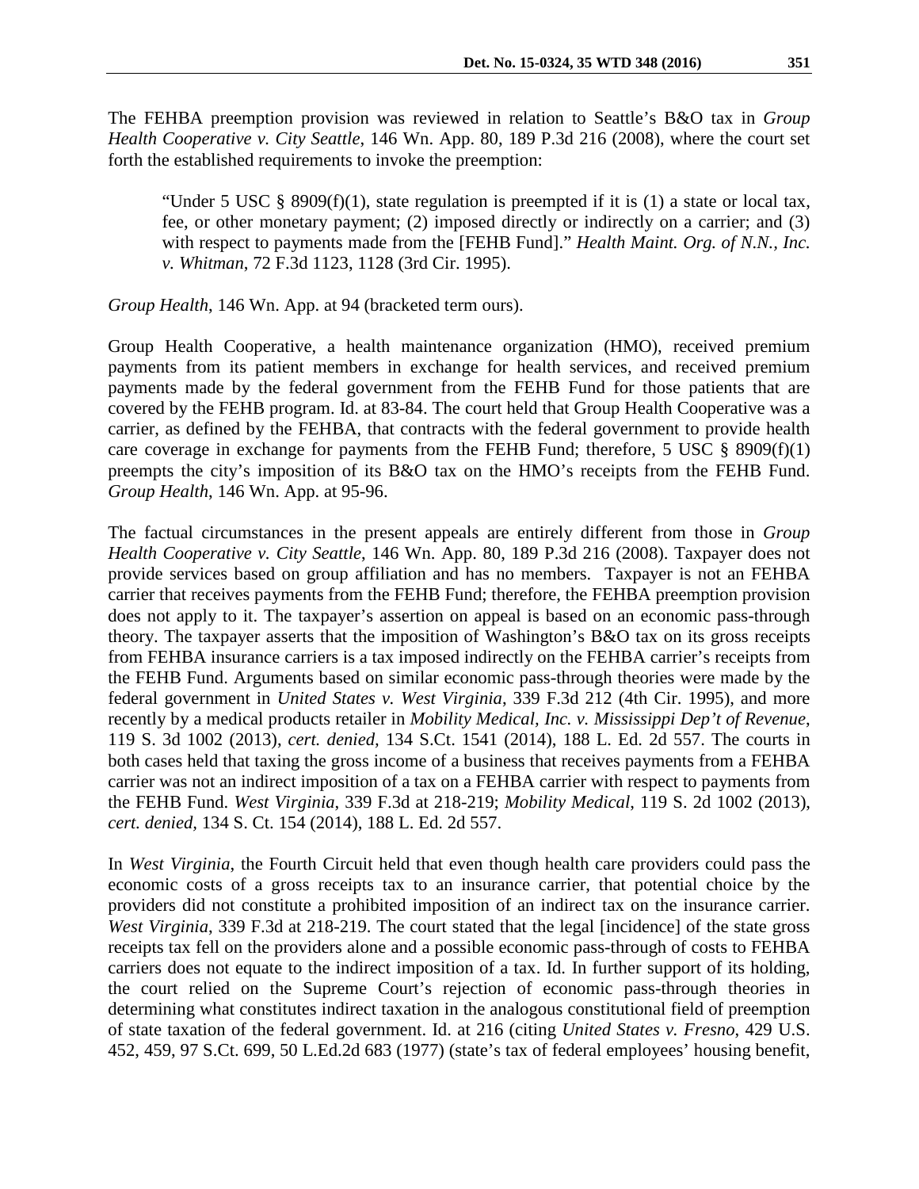The FEHBA preemption provision was reviewed in relation to Seattle's B&O tax in *Group Health Cooperative v. City Seattle*, 146 Wn. App. 80, 189 P.3d 216 (2008), where the court set forth the established requirements to invoke the preemption:

> "Under 5 USC § 8909(f)(1), state regulation is preempted if it is (1) a state or local tax, fee, or other monetary payment; (2) imposed directly or indirectly on a carrier; and (3) with respect to payments made from the [FEHB Fund]." *Health Maint. Org. of N.N., Inc. v. Whitman*, 72 F.3d 1123, 1128 (3rd Cir. 1995).

*Group Health*, 146 Wn. App. at 94 (bracketed term ours).

Group Health Cooperative, a health maintenance organization (HMO), received premium payments from its patient members in exchange for health services, and received premium payments made by the federal government from the FEHB Fund for those patients that are covered by the FEHB program. Id. at 83-84. The court held that Group Health Cooperative was a carrier, as defined by the FEHBA, that contracts with the federal government to provide health care coverage in exchange for payments from the FEHB Fund; therefore, 5 USC § 8909(f)(1) preempts the city's imposition of its B&O tax on the HMO's receipts from the FEHB Fund. *Group Health*, 146 Wn. App. at 95-96.

The factual circumstances in the present appeals are entirely different from those in *Group Health Cooperative v. City Seattle*, 146 Wn. App. 80, 189 P.3d 216 (2008). Taxpayer does not provide services based on group affiliation and has no members. Taxpayer is not an FEHBA carrier that receives payments from the FEHB Fund; therefore, the FEHBA preemption provision does not apply to it. The taxpayer's assertion on appeal is based on an economic pass-through theory. The taxpayer asserts that the imposition of Washington's B&O tax on its gross receipts from FEHBA insurance carriers is a tax imposed indirectly on the FEHBA carrier's receipts from the FEHB Fund. Arguments based on similar economic pass-through theories were made by the federal government in *United States v. West Virginia*, 339 F.3d 212 (4th Cir. 1995), and more recently by a medical products retailer in *Mobility Medical, Inc. v. Mississippi Dep't of Revenue*, 119 S. 3d 1002 (2013), *cert. denied*, 134 S.Ct. 1541 (2014), 188 L. Ed. 2d 557. The courts in both cases held that taxing the gross income of a business that receives payments from a FEHBA carrier was not an indirect imposition of a tax on a FEHBA carrier with respect to payments from the FEHB Fund. *West Virginia*, 339 F.3d at 218-219; *Mobility Medical*, 119 S. 2d 1002 (2013), *cert. denied*, 134 S. Ct. 154 (2014), 188 L. Ed. 2d 557.

In *West Virginia*, the Fourth Circuit held that even though health care providers could pass the economic costs of a gross receipts tax to an insurance carrier, that potential choice by the providers did not constitute a prohibited imposition of an indirect tax on the insurance carrier. *West Virginia*, 339 F.3d at 218-219. The court stated that the legal [incidence] of the state gross receipts tax fell on the providers alone and a possible economic pass-through of costs to FEHBA carriers does not equate to the indirect imposition of a tax. Id. In further support of its holding, the court relied on the Supreme Court's rejection of economic pass-through theories in determining what constitutes indirect taxation in the analogous constitutional field of preemption of state taxation of the federal government. Id. at 216 (citing *United States v. Fresno*, 429 U.S. 452, 459, 97 S.Ct. 699, 50 L.Ed.2d 683 (1977) (state's tax of federal employees' housing benefit,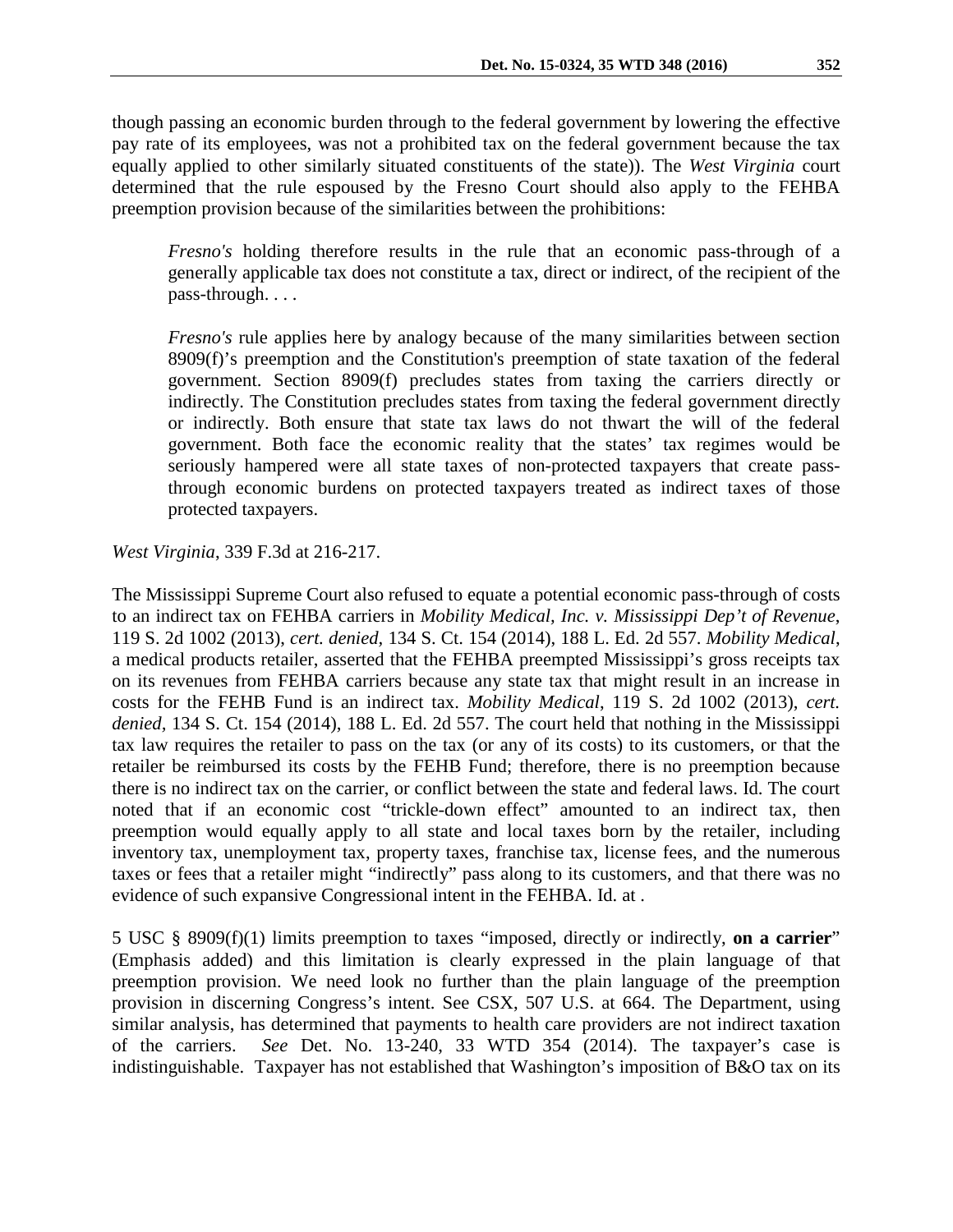though passing an economic burden through to the federal government by lowering the effective pay rate of its employees, was not a prohibited tax on the federal government because the tax equally applied to other similarly situated constituents of the state)). The *West Virginia* court determined that the rule espoused by the Fresno Court should also apply to the FEHBA preemption provision because of the similarities between the prohibitions:

> *Fresno's* holding therefore results in the rule that an economic pass-through of a generally applicable tax does not constitute a tax, direct or indirect, of the recipient of the pass-through. . . .
>
> *Fresno's* rule applies here by analogy because of the many similarities between section 8909(f)'s preemption and the Constitution's preemption of state taxation of the federal government. Section 8909(f) precludes states from taxing the carriers directly or indirectly. The Constitution precludes states from taxing the federal government directly or indirectly. Both ensure that state tax laws do not thwart the will of the federal government. Both face the economic reality that the states' tax regimes would be seriously hampered were all state taxes of non-protected taxpayers that create pass-through economic burdens on protected taxpayers treated as indirect taxes of those protected taxpayers.

*West Virginia*, 339 F.3d at 216-217.

The Mississippi Supreme Court also refused to equate a potential economic pass-through of costs to an indirect tax on FEHBA carriers in *Mobility Medical, Inc. v. Mississippi Dep't of Revenue*, 119 S. 2d 1002 (2013), *cert. denied*, 134 S. Ct. 154 (2014), 188 L. Ed. 2d 557. *Mobility Medical*, a medical products retailer, asserted that the FEHBA preempted Mississippi's gross receipts tax on its revenues from FEHBA carriers because any state tax that might result in an increase in costs for the FEHB Fund is an indirect tax. *Mobility Medical*, 119 S. 2d 1002 (2013), *cert. denied*, 134 S. Ct. 154 (2014), 188 L. Ed. 2d 557. The court held that nothing in the Mississippi tax law requires the retailer to pass on the tax (or any of its costs) to its customers, or that the retailer be reimbursed its costs by the FEHB Fund; therefore, there is no preemption because there is no indirect tax on the carrier, or conflict between the state and federal laws. Id. The court noted that if an economic cost "trickle-down effect" amounted to an indirect tax, then preemption would equally apply to all state and local taxes born by the retailer, including inventory tax, unemployment tax, property taxes, franchise tax, license fees, and the numerous taxes or fees that a retailer might "indirectly" pass along to its customers, and that there was no evidence of such expansive Congressional intent in the FEHBA. Id. at .

5 USC § 8909(f)(1) limits preemption to taxes "imposed, directly or indirectly, **on a carrier**" (Emphasis added) and this limitation is clearly expressed in the plain language of that preemption provision. We need look no further than the plain language of the preemption provision in discerning Congress's intent. See CSX, 507 U.S. at 664. The Department, using similar analysis, has determined that payments to health care providers are not indirect taxation of the carriers. *See* Det. No. 13-240, 33 WTD 354 (2014). The taxpayer's case is indistinguishable. Taxpayer has not established that Washington's imposition of B&O tax on its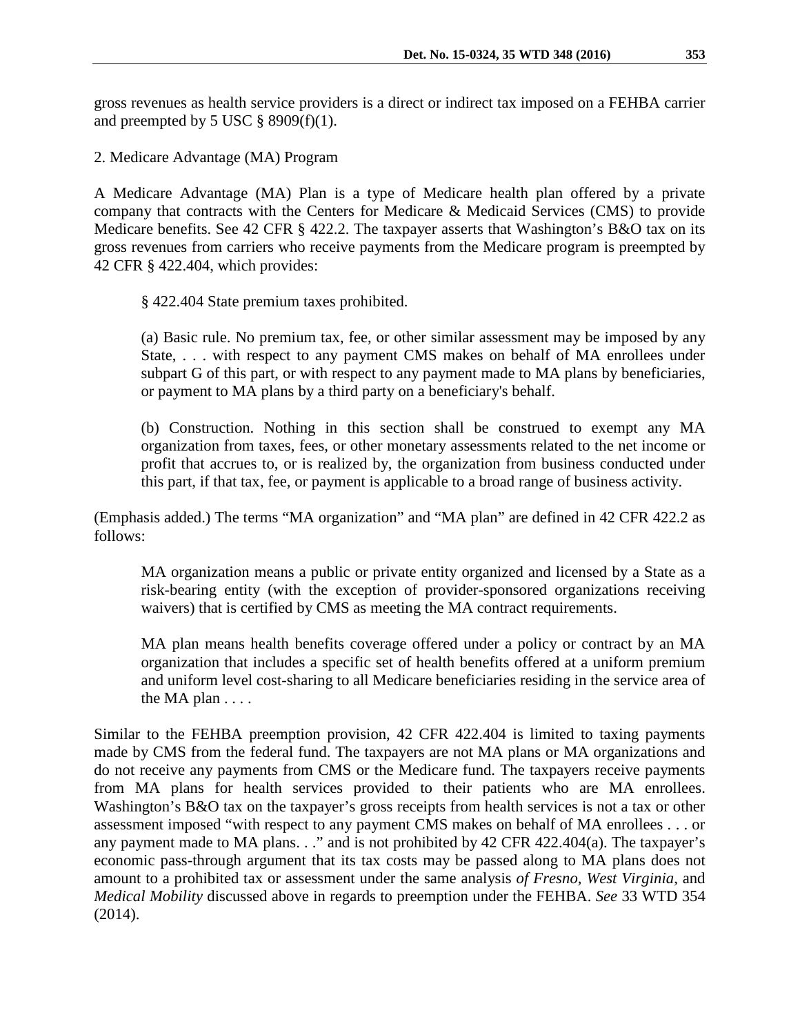gross revenues as health service providers is a direct or indirect tax imposed on a FEHBA carrier and preempted by 5 USC § 8909(f)(1).

2. Medicare Advantage (MA) Program

A Medicare Advantage (MA) Plan is a type of Medicare health plan offered by a private company that contracts with the Centers for Medicare & Medicaid Services (CMS) to provide Medicare benefits. See 42 CFR § 422.2. The taxpayer asserts that Washington's B&O tax on its gross revenues from carriers who receive payments from the Medicare program is preempted by 42 CFR § 422.404, which provides:

> § 422.404 State premium taxes prohibited.
>
> (a) Basic rule. No premium tax, fee, or other similar assessment may be imposed by any State, . . . with respect to any payment CMS makes on behalf of MA enrollees under subpart G of this part, or with respect to any payment made to MA plans by beneficiaries, or payment to MA plans by a third party on a beneficiary's behalf.
>
> (b) Construction. Nothing in this section shall be construed to exempt any MA organization from taxes, fees, or other monetary assessments related to the net income or profit that accrues to, or is realized by, the organization from business conducted under this part, if that tax, fee, or payment is applicable to a broad range of business activity.

(Emphasis added.) The terms "MA organization" and "MA plan" are defined in 42 CFR 422.2 as follows:

> MA organization means a public or private entity organized and licensed by a State as a risk-bearing entity (with the exception of provider-sponsored organizations receiving waivers) that is certified by CMS as meeting the MA contract requirements.
>
> MA plan means health benefits coverage offered under a policy or contract by an MA organization that includes a specific set of health benefits offered at a uniform premium and uniform level cost-sharing to all Medicare beneficiaries residing in the service area of the MA plan . . . .

Similar to the FEHBA preemption provision, 42 CFR 422.404 is limited to taxing payments made by CMS from the federal fund. The taxpayers are not MA plans or MA organizations and do not receive any payments from CMS or the Medicare fund. The taxpayers receive payments from MA plans for health services provided to their patients who are MA enrollees. Washington's B&O tax on the taxpayer's gross receipts from health services is not a tax or other assessment imposed "with respect to any payment CMS makes on behalf of MA enrollees . . . or any payment made to MA plans. . ." and is not prohibited by 42 CFR 422.404(a). The taxpayer's economic pass-through argument that its tax costs may be passed along to MA plans does not amount to a prohibited tax or assessment under the same analysis *of Fresno, West Virginia,* and *Medical Mobility* discussed above in regards to preemption under the FEHBA. *See* 33 WTD 354 (2014).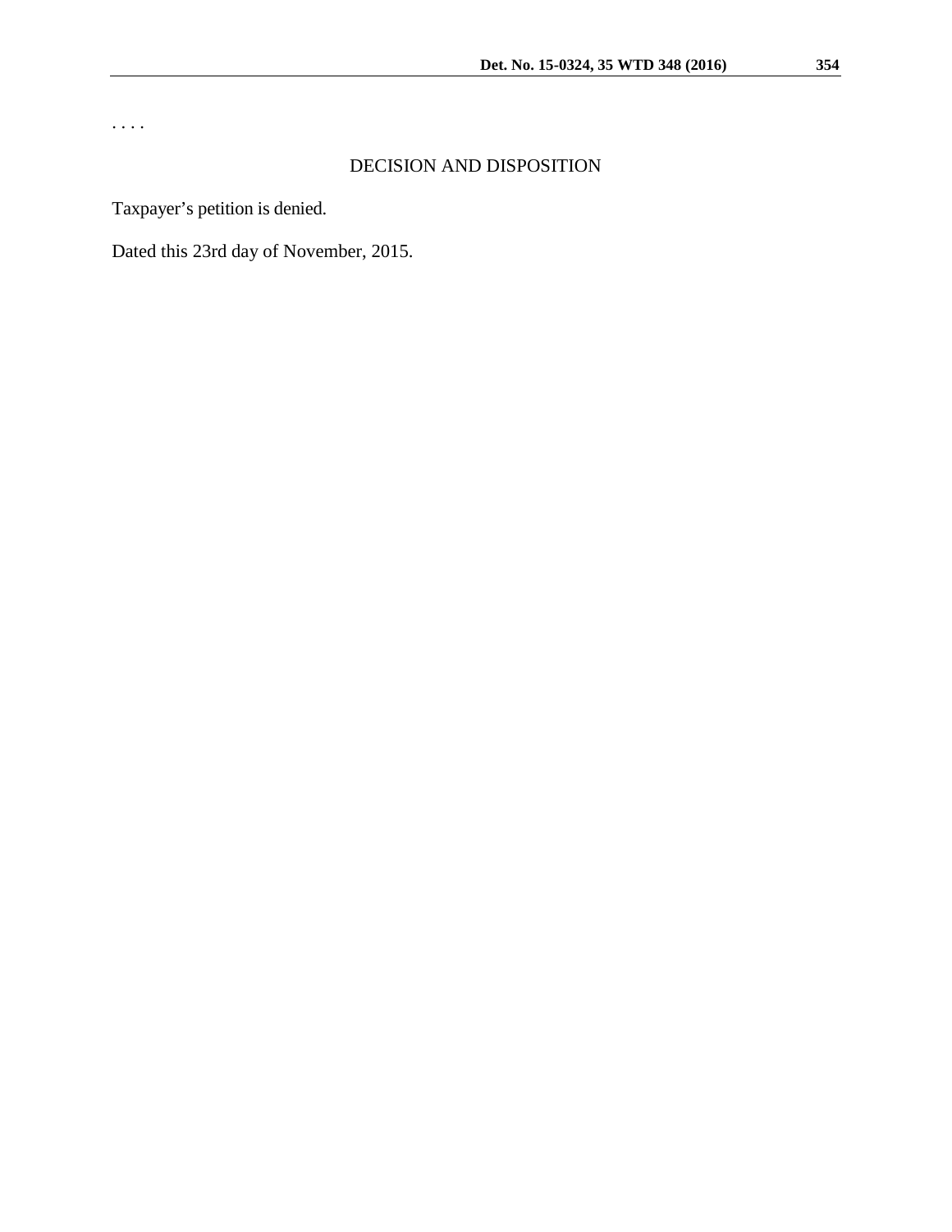. . . .

## DECISION AND DISPOSITION

Taxpayer's petition is denied.

Dated this 23rd day of November, 2015.